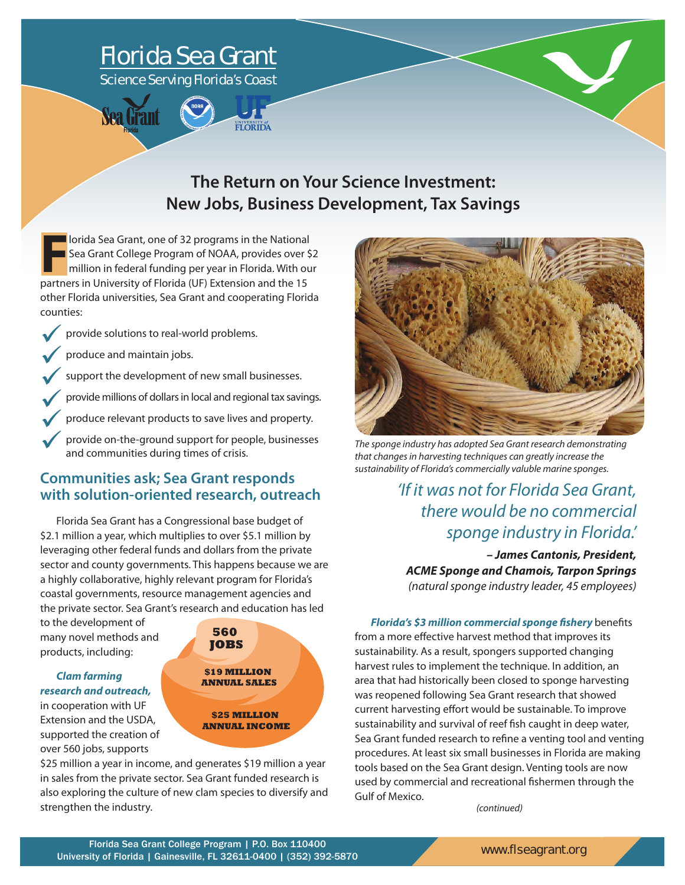# Florida Sea Grant

Science Serving Florida's Coast

## The Return on Your Science Investment: New Jobs, Business Development, Tax Savings

Florida Sea Grant, one of 32 programs in the National Sea Grant College Program of NOAA, provides over $2 million in federal funding per year in Florida. With our partners in University of Florida (UF) Extension and the 15 other Florida universities, Sea Grant and cooperating Florida counties:

- provide solutions to real-world problems.
- produce and maintain jobs.
- support the development of new small businesses.
- provide millions of dollars in local and regional tax savings.
- produce relevant products to save lives and property.
- provide on-the-ground support for people, businesses and communities during times of crisis.

### Communities ask; Sea Grant responds with solution-oriented research, outreach

Florida Sea Grant has a Congressional base budget of $2.1 million a year, which multiplies to over $5.1 million by leveraging other federal funds and dollars from the private sector and county governments. This happens because we are a highly collaborative, highly relevant program for Florida's coastal governments, resource management agencies and the private sector. Sea Grant's research and education has led to the development of many novel methods and products, including:

**560 JOBS**

**$19 MILLION ANNUAL SALES**

**$25 MILLION ANNUAL INCOME**

***Clam farming research and outreach,*** in cooperation with UF Extension and the USDA, supported the creation of over 560 jobs, supports $25 million a year in income, and generates $19 million a year in sales from the private sector. Sea Grant funded research is also exploring the culture of new clam species to diversify and strengthen the industry.

*The sponge industry has adopted Sea Grant research demonstrating that changes in harvesting techniques can greatly increase the sustainability of Florida's commercially valuble marine sponges.*

> *'If it was not for Florida Sea Grant, there would be no commercial sponge industry in Florida.'*
>
> ***– James Cantonis, President, ACME Sponge and Chamois, Tarpon Springs***
> *(natural sponge industry leader, 45 employees)*

***Florida's $3 million commercial sponge fishery*** benefits from a more effective harvest method that improves its sustainability. As a result, spongers supported changing harvest rules to implement the technique. In addition, an area that had historically been closed to sponge harvesting was reopened following Sea Grant research that showed current harvesting effort would be sustainable. To improve sustainability and survival of reef fish caught in deep water, Sea Grant funded research to refine a venting tool and venting procedures. At least six small businesses in Florida are making tools based on the Sea Grant design. Venting tools are now used by commercial and recreational fishermen through the Gulf of Mexico.

*(continued)*

Florida Sea Grant College Program | P.O. Box 110400
University of Florida | Gainesville, FL 32611-0400 | (352) 392-5870

www.flseagrant.org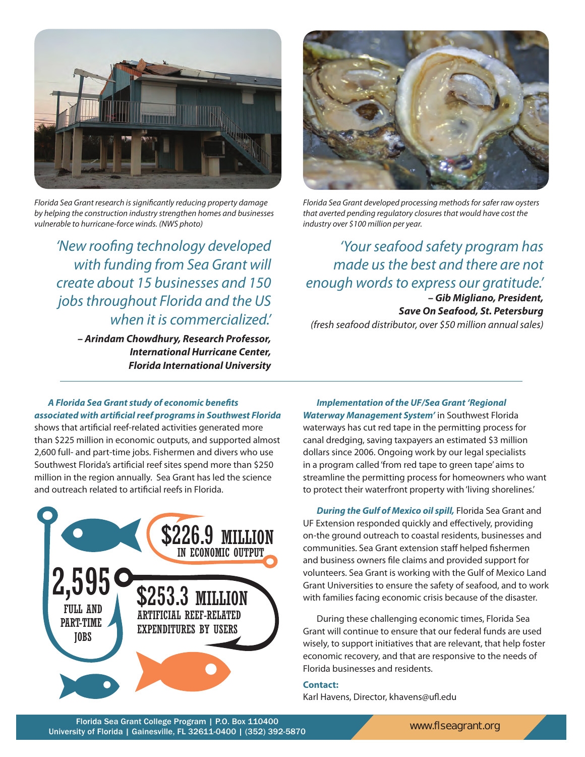*Florida Sea Grant research is significantly reducing property damage by helping the construction industry strengthen homes and businesses vulnerable to hurricane-force winds. (NWS photo)*

*Florida Sea Grant developed processing methods for safer raw oysters that averted pending regulatory closures that would have cost the industry over $100 million per year.*

> *'New roofing technology developed with funding from Sea Grant will create about 15 businesses and 150 jobs throughout Florida and the US when it is commercialized.'*
>
> ***– Arindam Chowdhury, Research Professor, International Hurricane Center, Florida International University***

> *'Your seafood safety program has made us the best and there are not enough words to express our gratitude.'*
>
> ***– Gib Migliano, President, Save On Seafood, St. Petersburg***
>
> *(fresh seafood distributor, over $50 million annual sales)*

---

***A Florida Sea Grant study of economic benefits associated with artificial reef programs in Southwest Florida*** shows that artificial reef-related activities generated more than $225 million in economic outputs, and supported almost 2,600 full- and part-time jobs. Fishermen and divers who use Southwest Florida's artificial reef sites spend more than $250 million in the region annually. Sea Grant has led the science and outreach related to artificial reefs in Florida.

$226.9 MILLION
IN ECONOMIC OUTPUT

2,595
FULL AND PART-TIME JOBS

$253.3 MILLION
ARTIFICIAL REEF-RELATED EXPENDITURES BY USERS

***Implementation of the UF/Sea Grant 'Regional Waterway Management System'*** in Southwest Florida waterways has cut red tape in the permitting process for canal dredging, saving taxpayers an estimated $3 million dollars since 2006. Ongoing work by our legal specialists in a program called 'from red tape to green tape' aims to streamline the permitting process for homeowners who want to protect their waterfront property with 'living shorelines.'

***During the Gulf of Mexico oil spill,*** Florida Sea Grant and UF Extension responded quickly and effectively, providing on-the ground outreach to coastal residents, businesses and communities. Sea Grant extension staff helped fishermen and business owners file claims and provided support for volunteers. Sea Grant is working with the Gulf of Mexico Land Grant Universities to ensure the safety of seafood, and to work with families facing economic crisis because of the disaster.

During these challenging economic times, Florida Sea Grant will continue to ensure that our federal funds are used wisely, to support initiatives that are relevant, that help foster economic recovery, and that are responsive to the needs of Florida businesses and residents.

**Contact:**
Karl Havens, Director, khavens@ufl.edu

Florida Sea Grant College Program | P.O. Box 110400
University of Florida | Gainesville, FL 32611-0400 | (352) 392-5870

www.flseagrant.org